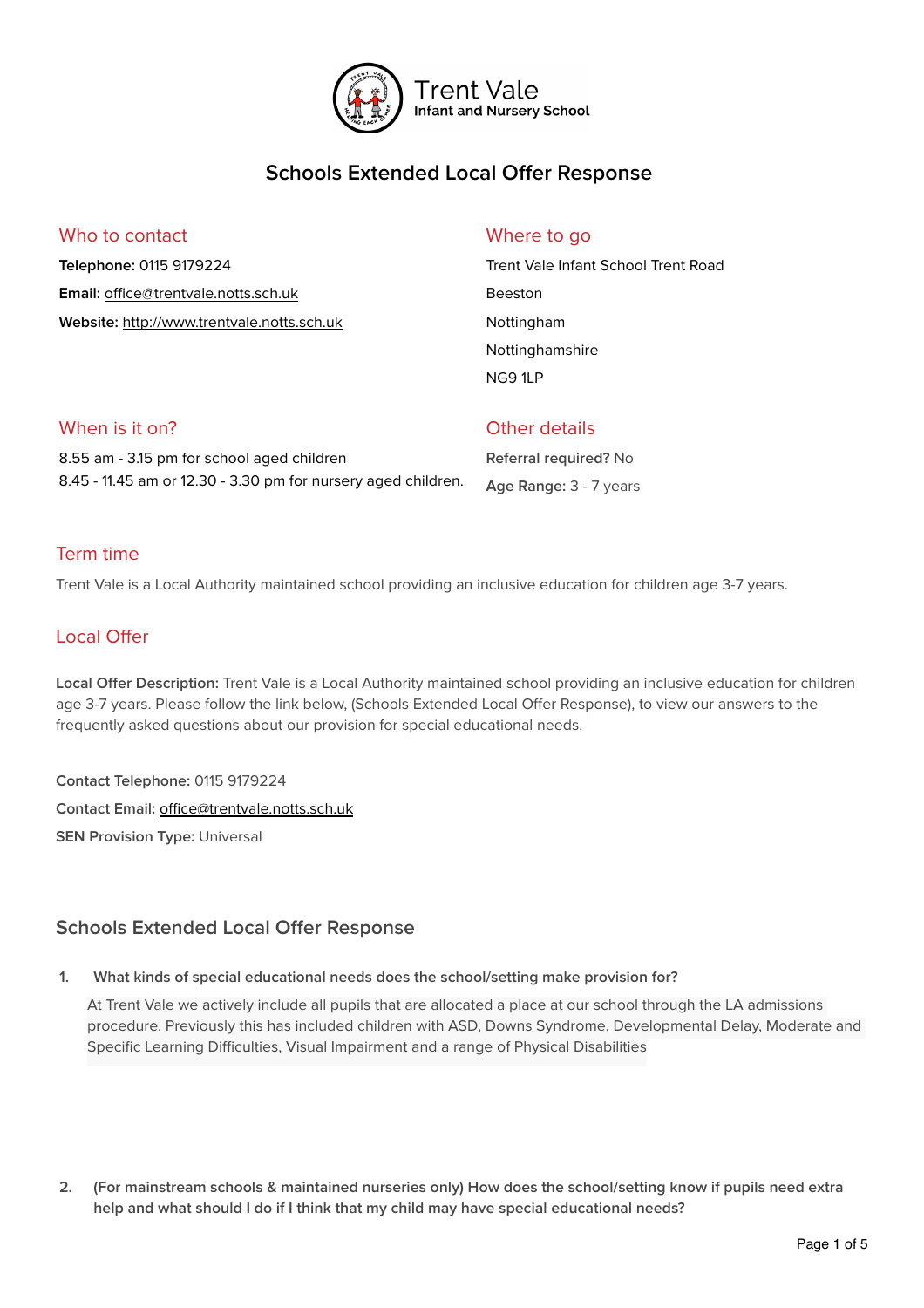Trent Vale
Infant and Nursery School

# Schools Extended Local Offer Response

## Who to contact

**Telephone:** 0115 9179224

**Email:** office@trentvale.notts.sch.uk

**Website:** http://www.trentvale.notts.sch.uk

## Where to go

Trent Vale Infant School Trent Road

Beeston

Nottingham

Nottinghamshire

NG9 1LP

## When is it on?

8.55 am - 3.15 pm for school aged children
8.45 - 11.45 am or 12.30 - 3.30 pm for nursery aged children.

## Other details

**Referral required?** No

**Age Range:** 3 - 7 years

## Term time

Trent Vale is a Local Authority maintained school providing an inclusive education for children age 3-7 years.

## Local Offer

**Local Offer Description:** Trent Vale is a Local Authority maintained school providing an inclusive education for children age 3-7 years. Please follow the link below, (Schools Extended Local Offer Response), to view our answers to the frequently asked questions about our provision for special educational needs.

**Contact Telephone:** 0115 9179224

**Contact Email:** office@trentvale.notts.sch.uk

**SEN Provision Type:** Universal

## Schools Extended Local Offer Response

1. **What kinds of special educational needs does the school/setting make provision for?**

   At Trent Vale we actively include all pupils that are allocated a place at our school through the LA admissions procedure. Previously this has included children with ASD, Downs Syndrome, Developmental Delay, Moderate and Specific Learning Difficulties, Visual Impairment and a range of Physical Disabilities

2. **(For mainstream schools & maintained nurseries only) How does the school/setting know if pupils need extra help and what should I do if I think that my child may have special educational needs?**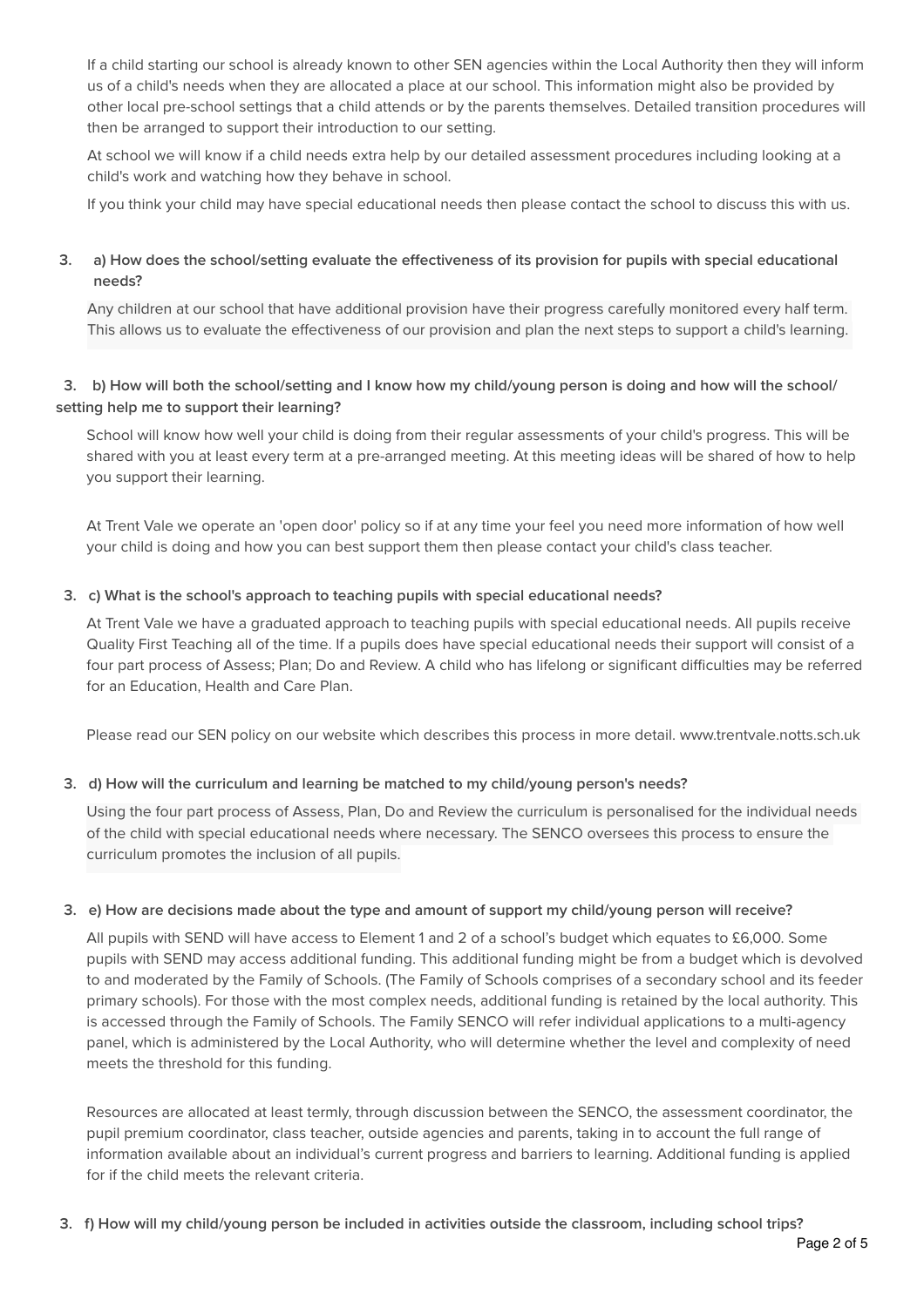If a child starting our school is already known to other SEN agencies within the Local Authority then they will inform us of a child's needs when they are allocated a place at our school. This information might also be provided by other local pre-school settings that a child attends or by the parents themselves. Detailed transition procedures will then be arranged to support their introduction to our setting.

At school we will know if a child needs extra help by our detailed assessment procedures including looking at a child's work and watching how they behave in school.

If you think your child may have special educational needs then please contact the school to discuss this with us.

**3. a) How does the school/setting evaluate the effectiveness of its provision for pupils with special educational needs?**

Any children at our school that have additional provision have their progress carefully monitored every half term. This allows us to evaluate the effectiveness of our provision and plan the next steps to support a child's learning.

**3. b) How will both the school/setting and I know how my child/young person is doing and how will the school/ setting help me to support their learning?**

School will know how well your child is doing from their regular assessments of your child's progress. This will be shared with you at least every term at a pre-arranged meeting. At this meeting ideas will be shared of how to help you support their learning.

At Trent Vale we operate an 'open door' policy so if at any time your feel you need more information of how well your child is doing and how you can best support them then please contact your child's class teacher.

**3. c) What is the school's approach to teaching pupils with special educational needs?**

At Trent Vale we have a graduated approach to teaching pupils with special educational needs. All pupils receive Quality First Teaching all of the time. If a pupils does have special educational needs their support will consist of a four part process of Assess; Plan; Do and Review. A child who has lifelong or significant difficulties may be referred for an Education, Health and Care Plan.

Please read our SEN policy on our website which describes this process in more detail. www.trentvale.notts.sch.uk

**3. d) How will the curriculum and learning be matched to my child/young person's needs?**

Using the four part process of Assess, Plan, Do and Review the curriculum is personalised for the individual needs of the child with special educational needs where necessary. The SENCO oversees this process to ensure the curriculum promotes the inclusion of all pupils.

**3. e) How are decisions made about the type and amount of support my child/young person will receive?**

All pupils with SEND will have access to Element 1 and 2 of a school's budget which equates to £6,000. Some pupils with SEND may access additional funding. This additional funding might be from a budget which is devolved to and moderated by the Family of Schools. (The Family of Schools comprises of a secondary school and its feeder primary schools). For those with the most complex needs, additional funding is retained by the local authority. This is accessed through the Family of Schools. The Family SENCO will refer individual applications to a multi-agency panel, which is administered by the Local Authority, who will determine whether the level and complexity of need meets the threshold for this funding.

Resources are allocated at least termly, through discussion between the SENCO, the assessment coordinator, the pupil premium coordinator, class teacher, outside agencies and parents, taking in to account the full range of information available about an individual's current progress and barriers to learning. Additional funding is applied for if the child meets the relevant criteria.

**3. f) How will my child/young person be included in activities outside the classroom, including school trips?**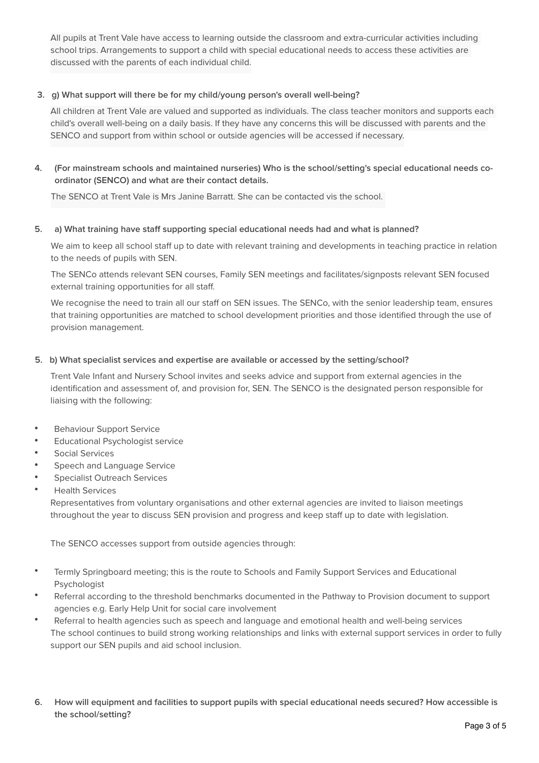All pupils at Trent Vale have access to learning outside the classroom and extra-curricular activities including school trips. Arrangements to support a child with special educational needs to access these activities are discussed with the parents of each individual child.

**3. g) What support will there be for my child/young person's overall well-being?**

All children at Trent Vale are valued and supported as individuals. The class teacher monitors and supports each child's overall well-being on a daily basis. If they have any concerns this will be discussed with parents and the SENCO and support from within school or outside agencies will be accessed if necessary.

**4. (For mainstream schools and maintained nurseries) Who is the school/setting's special educational needs co-ordinator (SENCO) and what are their contact details.**

The SENCO at Trent Vale is Mrs Janine Barratt. She can be contacted vis the school.

**5. a) What training have staff supporting special educational needs had and what is planned?**

We aim to keep all school staff up to date with relevant training and developments in teaching practice in relation to the needs of pupils with SEN.

The SENCo attends relevant SEN courses, Family SEN meetings and facilitates/signposts relevant SEN focused external training opportunities for all staff.

We recognise the need to train all our staff on SEN issues. The SENCo, with the senior leadership team, ensures that training opportunities are matched to school development priorities and those identified through the use of provision management.

**5. b) What specialist services and expertise are available or accessed by the setting/school?**

Trent Vale Infant and Nursery School invites and seeks advice and support from external agencies in the identification and assessment of, and provision for, SEN. The SENCO is the designated person responsible for liaising with the following:

- Behaviour Support Service
- Educational Psychologist service
- Social Services
- Speech and Language Service
- Specialist Outreach Services
- Health Services

Representatives from voluntary organisations and other external agencies are invited to liaison meetings throughout the year to discuss SEN provision and progress and keep staff up to date with legislation.

The SENCO accesses support from outside agencies through:

- Termly Springboard meeting; this is the route to Schools and Family Support Services and Educational Psychologist
- Referral according to the threshold benchmarks documented in the Pathway to Provision document to support agencies e.g. Early Help Unit for social care involvement
- Referral to health agencies such as speech and language and emotional health and well-being services

The school continues to build strong working relationships and links with external support services in order to fully support our SEN pupils and aid school inclusion.

**6. How will equipment and facilities to support pupils with special educational needs secured? How accessible is the school/setting?**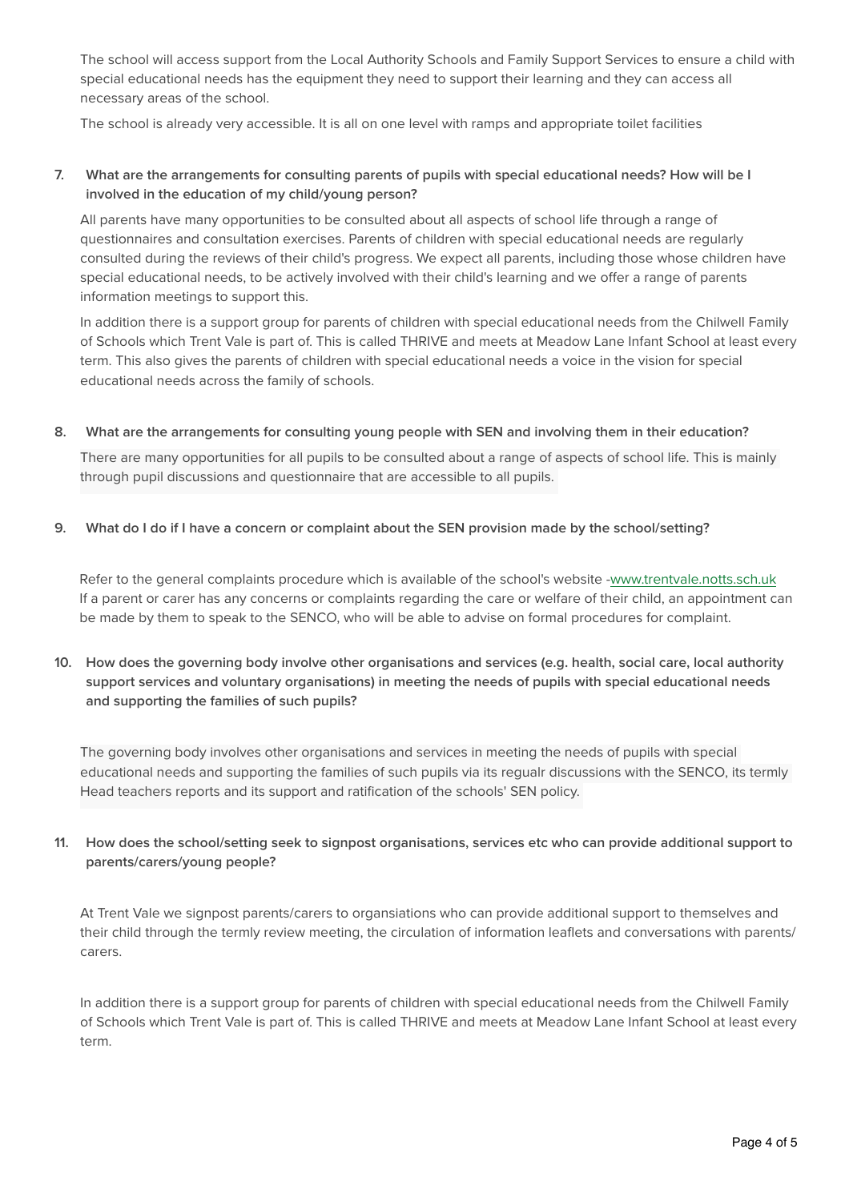The school will access support from the Local Authority Schools and Family Support Services to ensure a child with special educational needs has the equipment they need to support their learning and they can access all necessary areas of the school.

The school is already very accessible. It is all on one level with ramps and appropriate toilet facilities

**7. What are the arrangements for consulting parents of pupils with special educational needs? How will be I involved in the education of my child/young person?**

All parents have many opportunities to be consulted about all aspects of school life through a range of questionnaires and consultation exercises. Parents of children with special educational needs are regularly consulted during the reviews of their child's progress. We expect all parents, including those whose children have special educational needs, to be actively involved with their child's learning and we offer a range of parents information meetings to support this.

In addition there is a support group for parents of children with special educational needs from the Chilwell Family of Schools which Trent Vale is part of. This is called THRIVE and meets at Meadow Lane Infant School at least every term. This also gives the parents of children with special educational needs a voice in the vision for special educational needs across the family of schools.

**8. What are the arrangements for consulting young people with SEN and involving them in their education?**

There are many opportunities for all pupils to be consulted about a range of aspects of school life. This is mainly through pupil discussions and questionnaire that are accessible to all pupils.

**9. What do I do if I have a concern or complaint about the SEN provision made by the school/setting?**

Refer to the general complaints procedure which is available of the school's website -www.trentvale.notts.sch.uk
If a parent or carer has any concerns or complaints regarding the care or welfare of their child, an appointment can be made by them to speak to the SENCO, who will be able to advise on formal procedures for complaint.

**10. How does the governing body involve other organisations and services (e.g. health, social care, local authority support services and voluntary organisations) in meeting the needs of pupils with special educational needs and supporting the families of such pupils?**

The governing body involves other organisations and services in meeting the needs of pupils with special educational needs and supporting the families of such pupils via its regualr discussions with the SENCO, its termly Head teachers reports and its support and ratification of the schools' SEN policy.

**11. How does the school/setting seek to signpost organisations, services etc who can provide additional support to parents/carers/young people?**

At Trent Vale we signpost parents/carers to organsiations who can provide additional support to themselves and their child through the termly review meeting, the circulation of information leaflets and conversations with parents/ carers.

In addition there is a support group for parents of children with special educational needs from the Chilwell Family of Schools which Trent Vale is part of. This is called THRIVE and meets at Meadow Lane Infant School at least every term.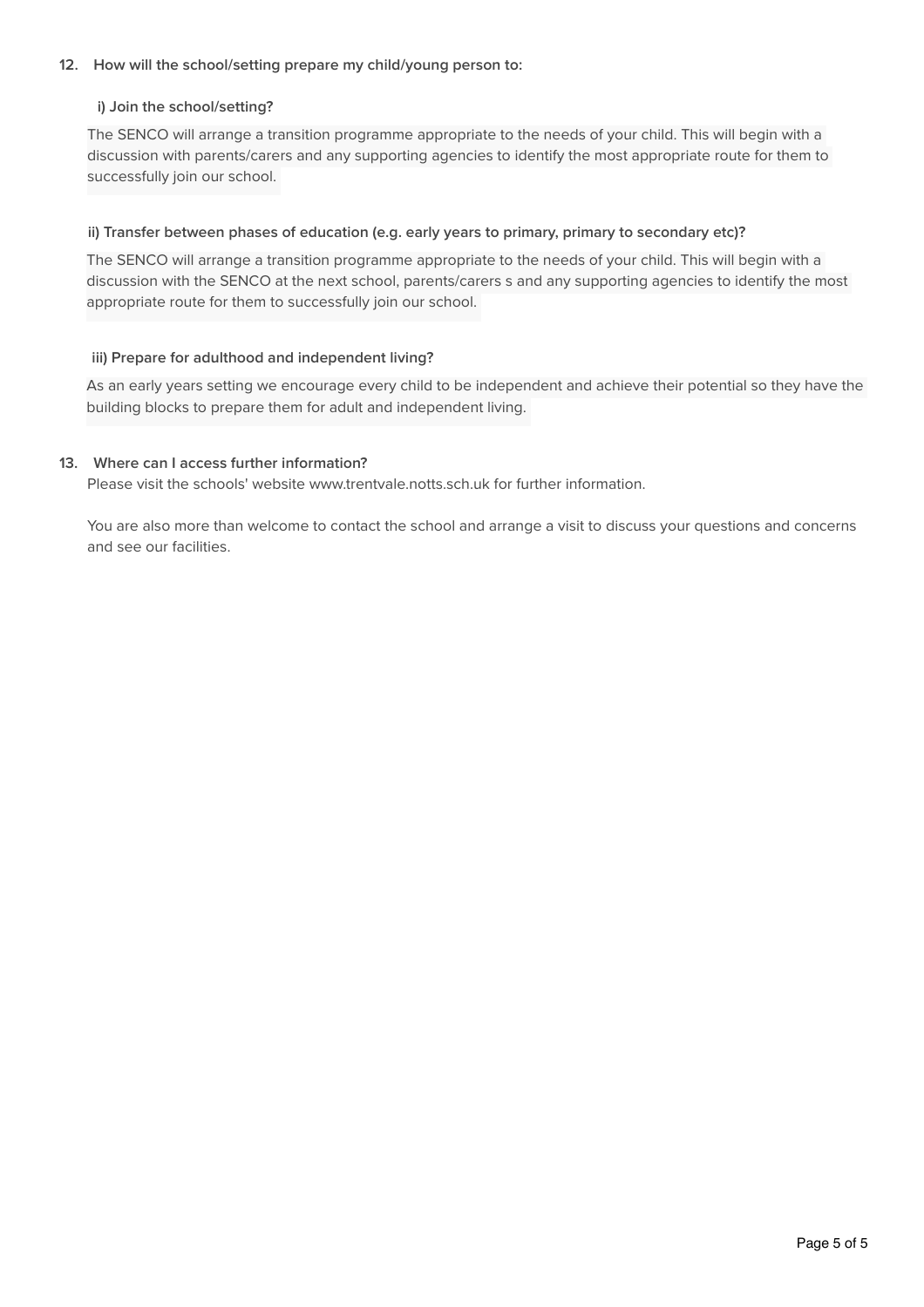**12. How will the school/setting prepare my child/young person to:**

**i) Join the school/setting?**

The SENCO will arrange a transition programme appropriate to the needs of your child. This will begin with a discussion with parents/carers and any supporting agencies to identify the most appropriate route for them to successfully join our school.

**ii) Transfer between phases of education (e.g. early years to primary, primary to secondary etc)?**

The SENCO will arrange a transition programme appropriate to the needs of your child. This will begin with a discussion with the SENCO at the next school, parents/carers s and any supporting agencies to identify the most appropriate route for them to successfully join our school.

**iii) Prepare for adulthood and independent living?**

As an early years setting we encourage every child to be independent and achieve their potential so they have the building blocks to prepare them for adult and independent living.

**13. Where can I access further information?**

Please visit the schools' website www.trentvale.notts.sch.uk for further information.

You are also more than welcome to contact the school and arrange a visit to discuss your questions and concerns and see our facilities.